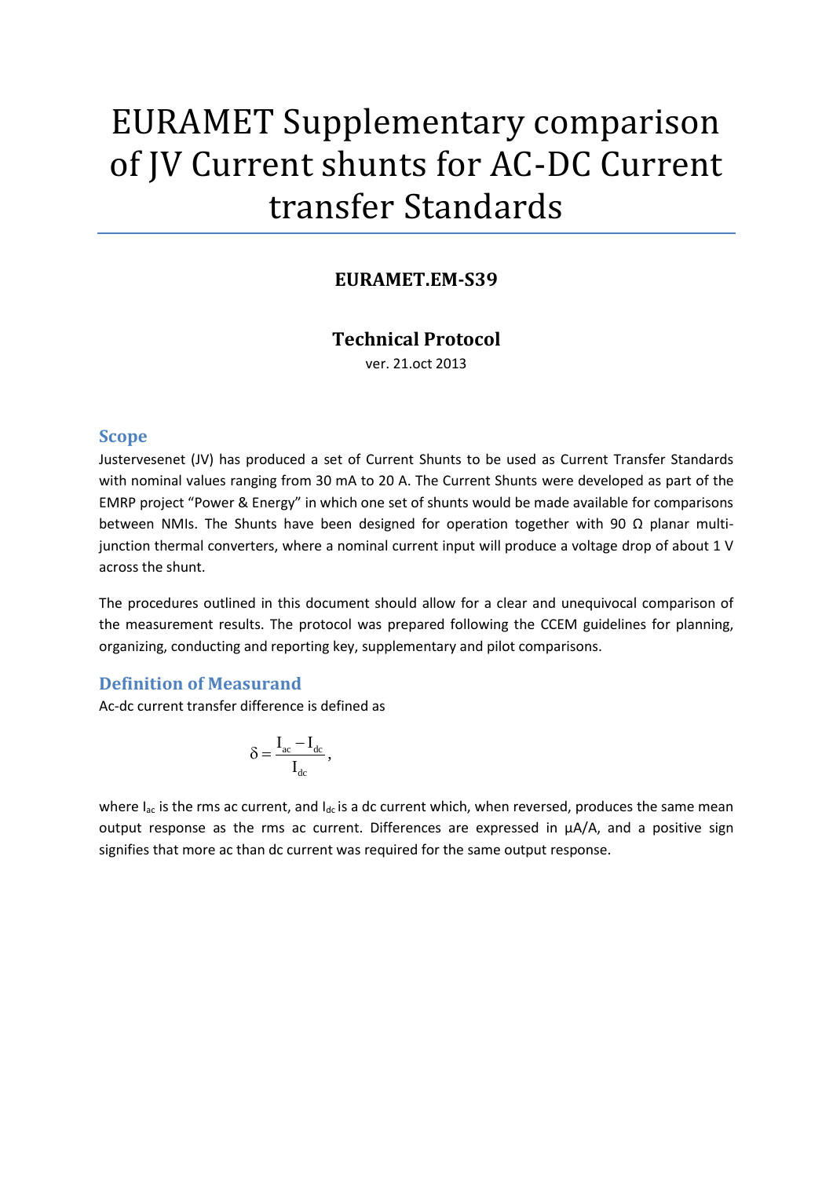# EURAMET Supplementary comparison of JV Current shunts for AC-DC Current transfer Standards

**EURAMET.EM-S39**

**Technical Protocol**

ver. 21.oct 2013

## Scope

Justervesenet (JV) has produced a set of Current Shunts to be used as Current Transfer Standards with nominal values ranging from 30 mA to 20 A. The Current Shunts were developed as part of the EMRP project "Power & Energy" in which one set of shunts would be made available for comparisons between NMIs. The Shunts have been designed for operation together with 90 Ω planar multi-junction thermal converters, where a nominal current input will produce a voltage drop of about 1 V across the shunt.

The procedures outlined in this document should allow for a clear and unequivocal comparison of the measurement results. The protocol was prepared following the CCEM guidelines for planning, organizing, conducting and reporting key, supplementary and pilot comparisons.

## Definition of Measurand

Ac-dc current transfer difference is defined as

$$\delta = \frac{I_{ac} - I_{dc}}{I_{dc}},$$

where $I_{ac}$ is the rms ac current, and $I_{dc}$ is a dc current which, when reversed, produces the same mean output response as the rms ac current. Differences are expressed in µA/A, and a positive sign signifies that more ac than dc current was required for the same output response.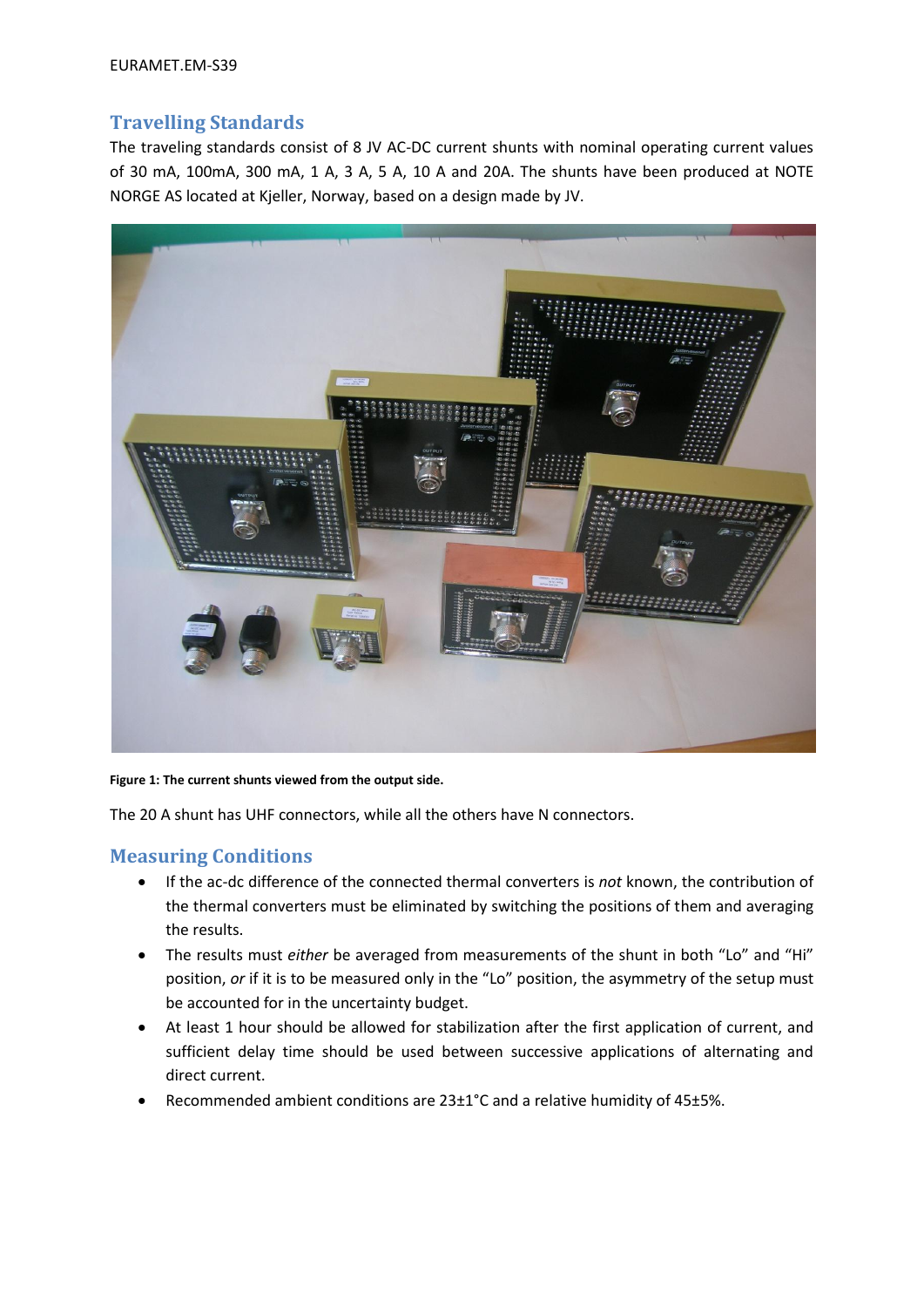## Travelling Standards

The traveling standards consist of 8 JV AC-DC current shunts with nominal operating current values of 30 mA, 100mA, 300 mA, 1 A, 3 A, 5 A, 10 A and 20A. The shunts have been produced at NOTE NORGE AS located at Kjeller, Norway, based on a design made by JV.

**Figure 1: The current shunts viewed from the output side.**

The 20 A shunt has UHF connectors, while all the others have N connectors.

## Measuring Conditions

- If the ac-dc difference of the connected thermal converters is *not* known, the contribution of the thermal converters must be eliminated by switching the positions of them and averaging the results.
- The results must *either* be averaged from measurements of the shunt in both "Lo" and "Hi" position, *or* if it is to be measured only in the "Lo" position, the asymmetry of the setup must be accounted for in the uncertainty budget.
- At least 1 hour should be allowed for stabilization after the first application of current, and sufficient delay time should be used between successive applications of alternating and direct current.
- Recommended ambient conditions are 23±1°C and a relative humidity of 45±5%.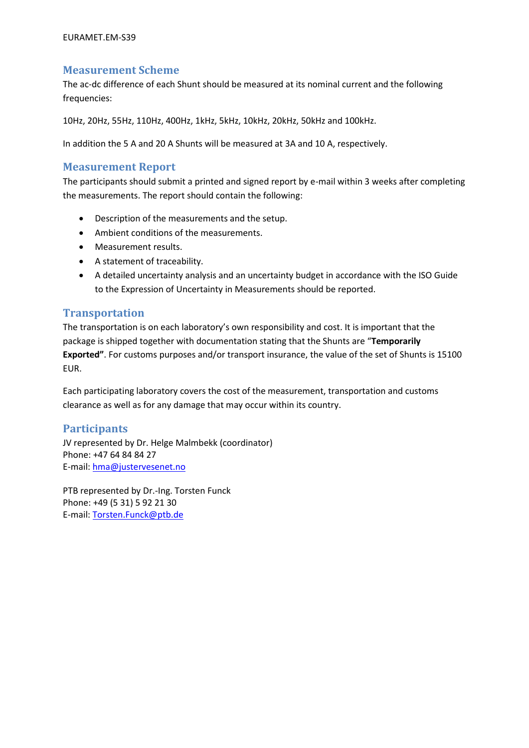## Measurement Scheme

The ac-dc difference of each Shunt should be measured at its nominal current and the following frequencies:

10Hz, 20Hz, 55Hz, 110Hz, 400Hz, 1kHz, 5kHz, 10kHz, 20kHz, 50kHz and 100kHz.

In addition the 5 A and 20 A Shunts will be measured at 3A and 10 A, respectively.

## Measurement Report

The participants should submit a printed and signed report by e-mail within 3 weeks after completing the measurements. The report should contain the following:

- Description of the measurements and the setup.
- Ambient conditions of the measurements.
- Measurement results.
- A statement of traceability.
- A detailed uncertainty analysis and an uncertainty budget in accordance with the ISO Guide to the Expression of Uncertainty in Measurements should be reported.

## Transportation

The transportation is on each laboratory's own responsibility and cost. It is important that the package is shipped together with documentation stating that the Shunts are "**Temporarily Exported"**. For customs purposes and/or transport insurance, the value of the set of Shunts is 15100 EUR.

Each participating laboratory covers the cost of the measurement, transportation and customs clearance as well as for any damage that may occur within its country.

## Participants

JV represented by Dr. Helge Malmbekk (coordinator)
Phone: +47 64 84 84 27
E-mail: hma@justervesenet.no

PTB represented by Dr.-Ing. Torsten Funck
Phone: +49 (5 31) 5 92 21 30
E-mail: Torsten.Funck@ptb.de